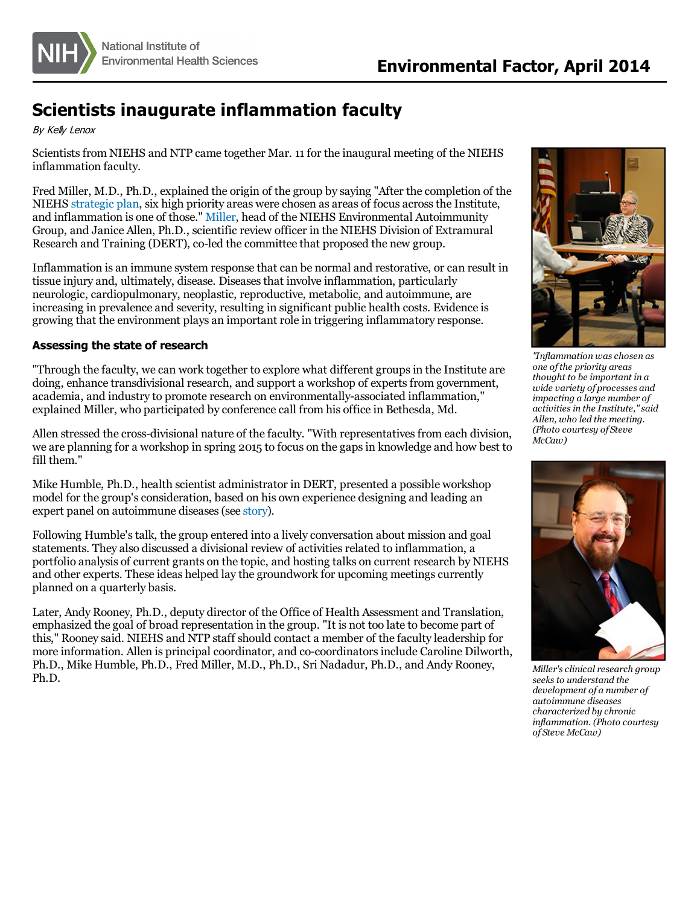# Scientists inaugurate inflammation faculty

*By Kelly Lenox*

Scientists from NIEHS and NTP came together Mar. 11 for the inaugural meeting of the NIEHS inflammation faculty.

Fred Miller, M.D., Ph.D., explained the origin of the group by saying "After the completion of the NIEHS strategic plan, six high priority areas were chosen as areas of focus across the Institute, and inflammation is one of those." Miller, head of the NIEHS Environmental Autoimmunity Group, and Janice Allen, Ph.D., scientific review officer in the NIEHS Division of Extramural Research and Training (DERT), co-led the committee that proposed the new group.

Inflammation is an immune system response that can be normal and restorative, or can result in tissue injury and, ultimately, disease. Diseases that involve inflammation, particularly neurologic, cardiopulmonary, neoplastic, reproductive, metabolic, and autoimmune, are increasing in prevalence and severity, resulting in significant public health costs. Evidence is growing that the environment plays an important role in triggering inflammatory response.

*"Inflammation was chosen as one of the priority areas thought to be important in a wide variety of processes and impacting a large number of activities in the Institute," said Allen, who led the meeting. (Photo courtesy of Steve McCaw)*

### Assessing the state of research

"Through the faculty, we can work together to explore what different groups in the Institute are doing, enhance transdivisional research, and support a workshop of experts from government, academia, and industry to promote research on environmentally-associated inflammation," explained Miller, who participated by conference call from his office in Bethesda, Md.

Allen stressed the cross-divisional nature of the faculty. "With representatives from each division, we are planning for a workshop in spring 2015 to focus on the gaps in knowledge and how best to fill them."

Mike Humble, Ph.D., health scientist administrator in DERT, presented a possible workshop model for the group's consideration, based on his own experience designing and leading an expert panel on autoimmune diseases (see story).

Following Humble's talk, the group entered into a lively conversation about mission and goal statements. They also discussed a divisional review of activities related to inflammation, a portfolio analysis of current grants on the topic, and hosting talks on current research by NIEHS and other experts. These ideas helped lay the groundwork for upcoming meetings currently planned on a quarterly basis.

Later, Andy Rooney, Ph.D., deputy director of the Office of Health Assessment and Translation, emphasized the goal of broad representation in the group. "It is not too late to become part of this," Rooney said. NIEHS and NTP staff should contact a member of the faculty leadership for more information. Allen is principal coordinator, and co-coordinators include Caroline Dilworth, Ph.D., Mike Humble, Ph.D., Fred Miller, M.D., Ph.D., Sri Nadadur, Ph.D., and Andy Rooney, Ph.D.

*Miller's clinical research group seeks to understand the development of a number of autoimmune diseases characterized by chronic inflammation. (Photo courtesy of Steve McCaw)*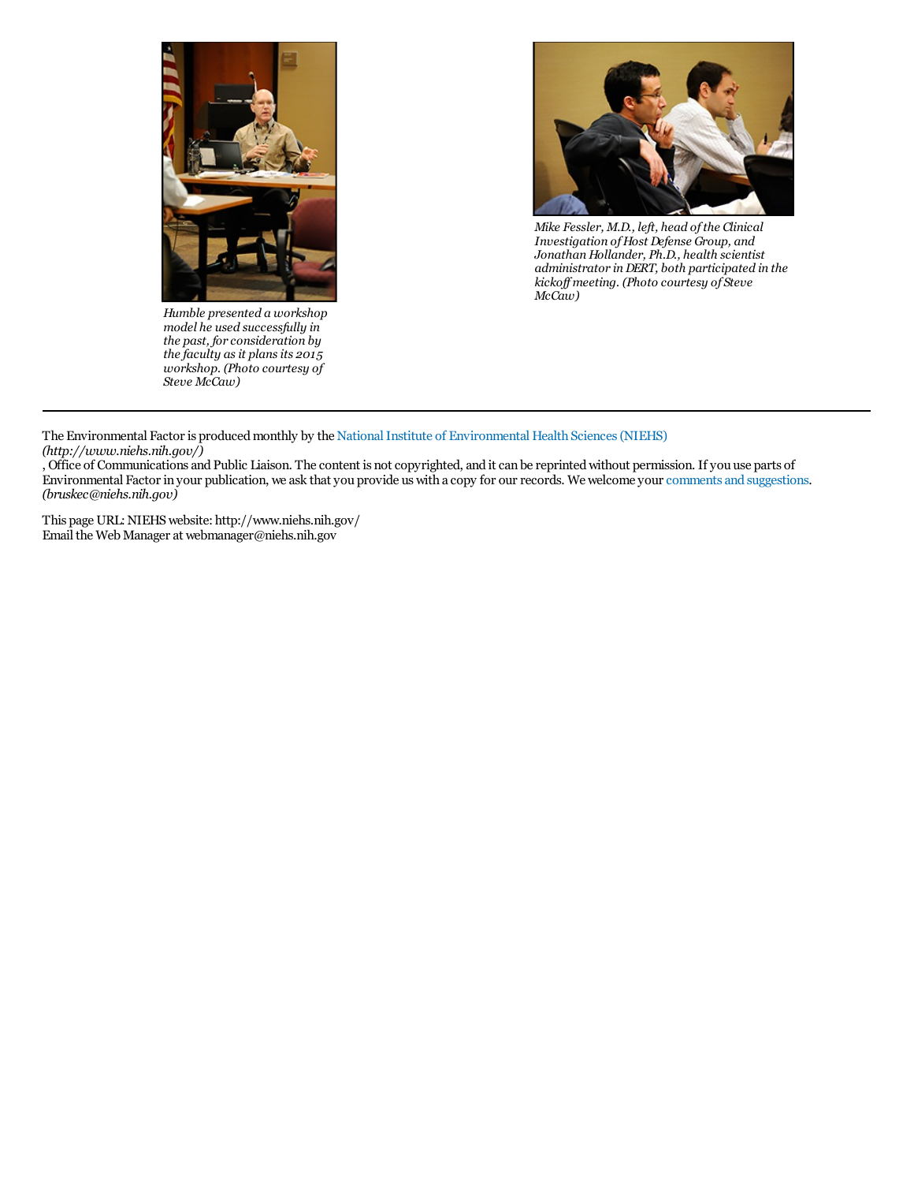*Humble presented a workshop model he used successfully in the past, for consideration by the faculty as it plans its 2015 workshop. (Photo courtesy of Steve McCaw)*

*Mike Fessler, M.D., left, head of the Clinical Investigation of Host Defense Group, and Jonathan Hollander, Ph.D., health scientist administrator in DERT, both participated in the kickoff meeting. (Photo courtesy of Steve McCaw)*

---

The Environmental Factor is produced monthly by the National Institute of Environmental Health Sciences (NIEHS) *(http://www.niehs.nih.gov/)*
, Office of Communications and Public Liaison. The content is not copyrighted, and it can be reprinted without permission. If you use parts of Environmental Factor in your publication, we ask that you provide us with a copy for our records. We welcome your comments and suggestions. *(bruskec@niehs.nih.gov)*

This page URL: NIEHS website: http://www.niehs.nih.gov/
Email the Web Manager at webmanager@niehs.nih.gov